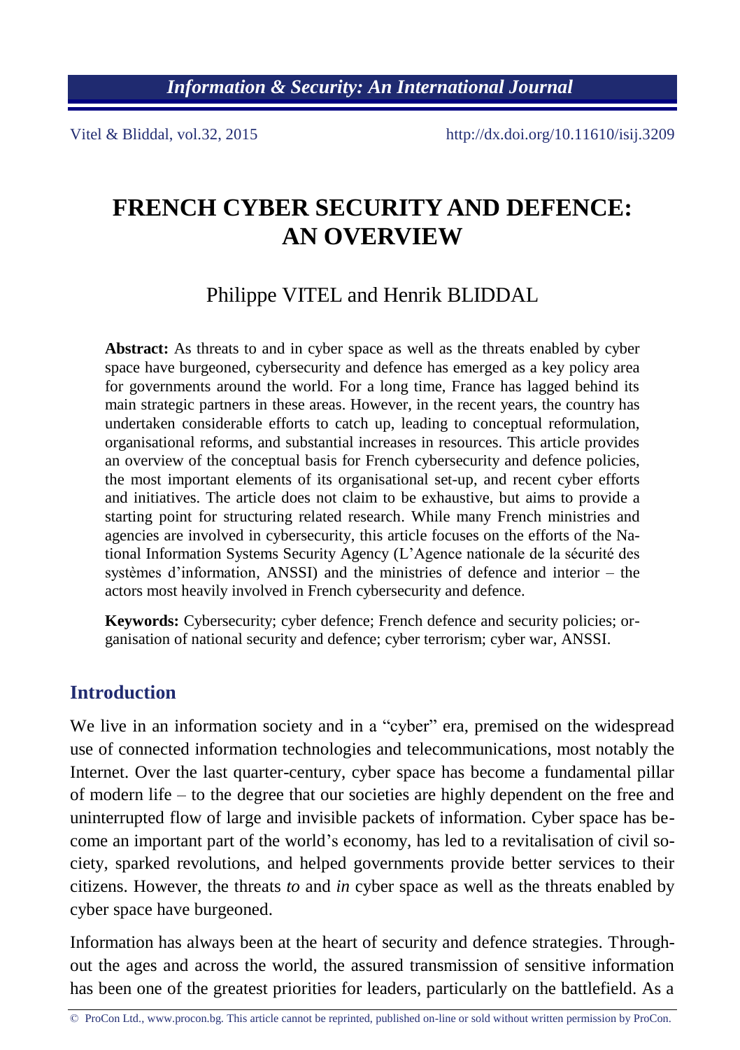# FRENCH CYBER SECURITY AND DEFENCE: AN OVERVIEW

Philippe VITEL and Henrik BLIDDAL

**Abstract:** As threats to and in cyber space as well as the threats enabled by cyber space have burgeoned, cybersecurity and defence has emerged as a key policy area for governments around the world. For a long time, France has lagged behind its main strategic partners in these areas. However, in the recent years, the country has undertaken considerable efforts to catch up, leading to conceptual reformulation, organisational reforms, and substantial increases in resources. This article provides an overview of the conceptual basis for French cybersecurity and defence policies, the most important elements of its organisational set-up, and recent cyber efforts and initiatives. The article does not claim to be exhaustive, but aims to provide a starting point for structuring related research. While many French ministries and agencies are involved in cybersecurity, this article focuses on the efforts of the National Information Systems Security Agency (L'Agence nationale de la sécurité des systèmes d'information, ANSSI) and the ministries of defence and interior – the actors most heavily involved in French cybersecurity and defence.

**Keywords:** Cybersecurity; cyber defence; French defence and security policies; organisation of national security and defence; cyber terrorism; cyber war, ANSSI.

## Introduction

We live in an information society and in a "cyber" era, premised on the widespread use of connected information technologies and telecommunications, most notably the Internet. Over the last quarter-century, cyber space has become a fundamental pillar of modern life – to the degree that our societies are highly dependent on the free and uninterrupted flow of large and invisible packets of information. Cyber space has become an important part of the world's economy, has led to a revitalisation of civil society, sparked revolutions, and helped governments provide better services to their citizens. However, the threats *to* and *in* cyber space as well as the threats enabled by cyber space have burgeoned.

Information has always been at the heart of security and defence strategies. Throughout the ages and across the world, the assured transmission of sensitive information has been one of the greatest priorities for leaders, particularly on the battlefield. As a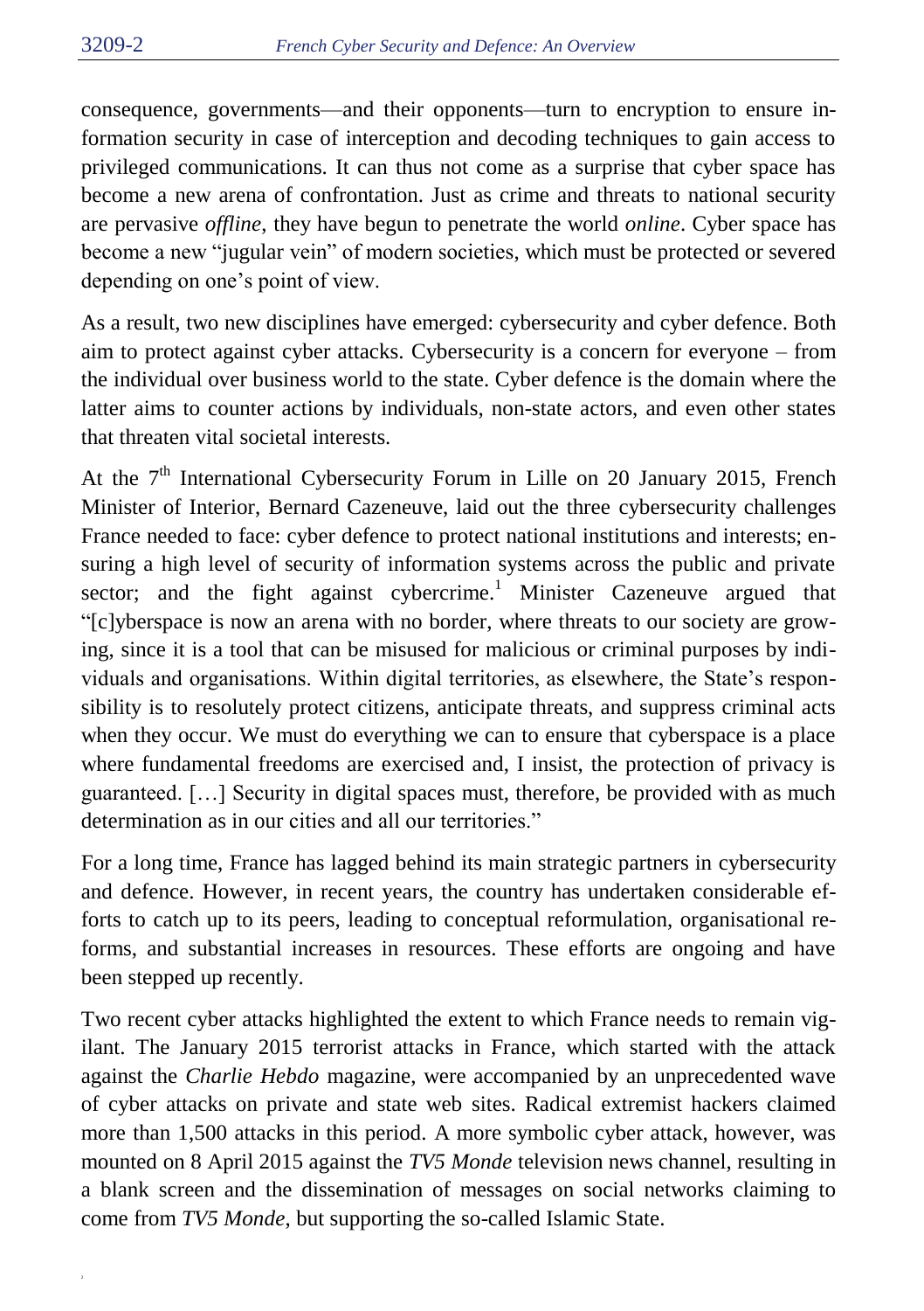consequence, governments—and their opponents—turn to encryption to ensure information security in case of interception and decoding techniques to gain access to privileged communications. It can thus not come as a surprise that cyber space has become a new arena of confrontation. Just as crime and threats to national security are pervasive *offline*, they have begun to penetrate the world *online*. Cyber space has become a new "jugular vein" of modern societies, which must be protected or severed depending on one's point of view.

As a result, two new disciplines have emerged: cybersecurity and cyber defence. Both aim to protect against cyber attacks. Cybersecurity is a concern for everyone – from the individual over business world to the state. Cyber defence is the domain where the latter aims to counter actions by individuals, non-state actors, and even other states that threaten vital societal interests.

At the 7th International Cybersecurity Forum in Lille on 20 January 2015, French Minister of Interior, Bernard Cazeneuve, laid out the three cybersecurity challenges France needed to face: cyber defence to protect national institutions and interests; ensuring a high level of security of information systems across the public and private sector; and the fight against cybercrime.[1] Minister Cazeneuve argued that "[c]yberspace is now an arena with no border, where threats to our society are growing, since it is a tool that can be misused for malicious or criminal purposes by individuals and organisations. Within digital territories, as elsewhere, the State's responsibility is to resolutely protect citizens, anticipate threats, and suppress criminal acts when they occur. We must do everything we can to ensure that cyberspace is a place where fundamental freedoms are exercised and, I insist, the protection of privacy is guaranteed. […] Security in digital spaces must, therefore, be provided with as much determination as in our cities and all our territories."

For a long time, France has lagged behind its main strategic partners in cybersecurity and defence. However, in recent years, the country has undertaken considerable efforts to catch up to its peers, leading to conceptual reformulation, organisational reforms, and substantial increases in resources. These efforts are ongoing and have been stepped up recently.

Two recent cyber attacks highlighted the extent to which France needs to remain vigilant. The January 2015 terrorist attacks in France, which started with the attack against the *Charlie Hebdo* magazine, were accompanied by an unprecedented wave of cyber attacks on private and state web sites. Radical extremist hackers claimed more than 1,500 attacks in this period. A more symbolic cyber attack, however, was mounted on 8 April 2015 against the *TV5 Monde* television news channel, resulting in a blank screen and the dissemination of messages on social networks claiming to come from *TV5 Monde*, but supporting the so-called Islamic State.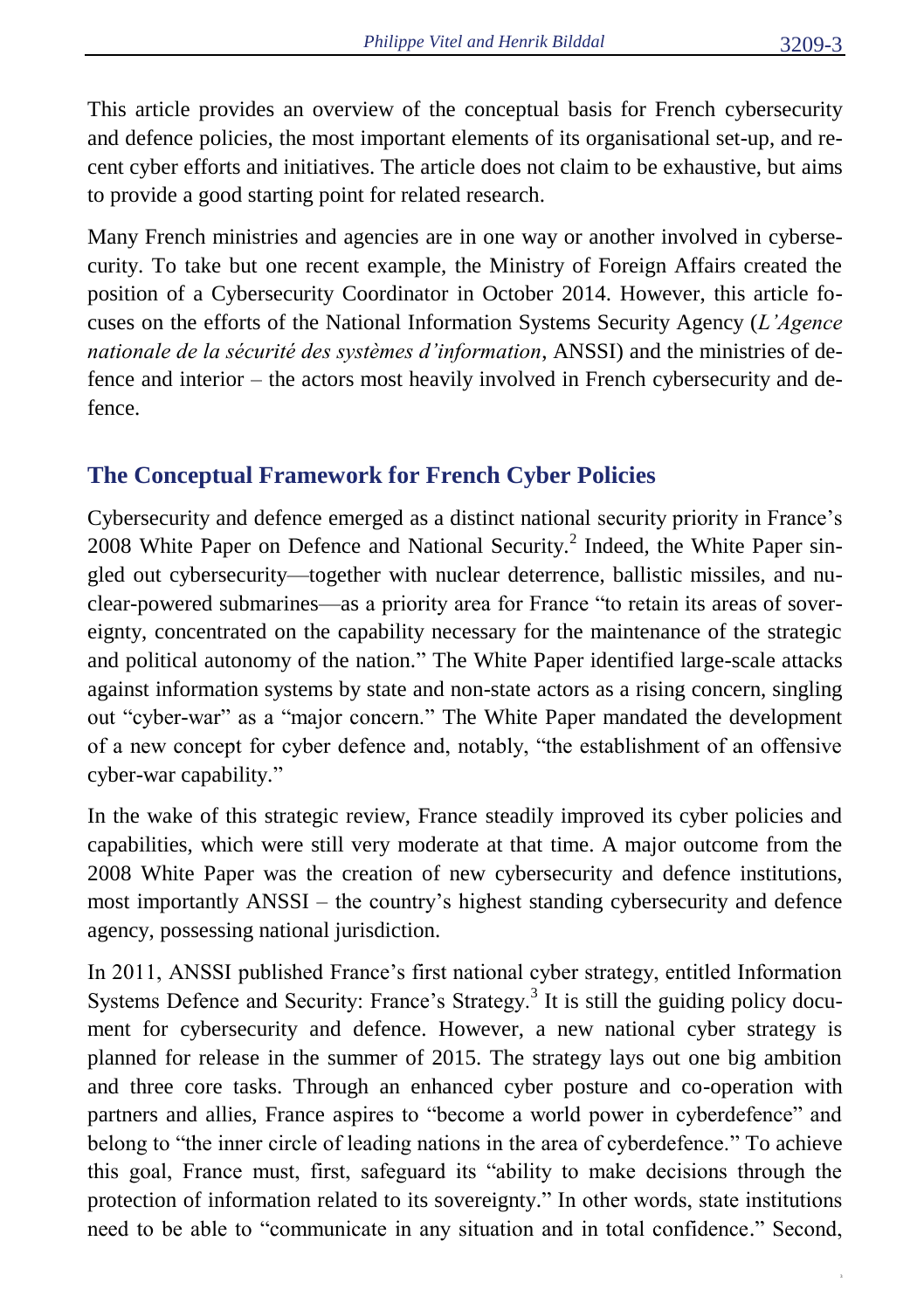This article provides an overview of the conceptual basis for French cybersecurity and defence policies, the most important elements of its organisational set-up, and recent cyber efforts and initiatives. The article does not claim to be exhaustive, but aims to provide a good starting point for related research.

Many French ministries and agencies are in one way or another involved in cybersecurity. To take but one recent example, the Ministry of Foreign Affairs created the position of a Cybersecurity Coordinator in October 2014. However, this article focuses on the efforts of the National Information Systems Security Agency (*L'Agence nationale de la sécurité des systèmes d'information*, ANSSI) and the ministries of defence and interior – the actors most heavily involved in French cybersecurity and defence.

## The Conceptual Framework for French Cyber Policies

Cybersecurity and defence emerged as a distinct national security priority in France's 2008 White Paper on Defence and National Security.[2] Indeed, the White Paper singled out cybersecurity—together with nuclear deterrence, ballistic missiles, and nuclear-powered submarines—as a priority area for France "to retain its areas of sovereignty, concentrated on the capability necessary for the maintenance of the strategic and political autonomy of the nation." The White Paper identified large-scale attacks against information systems by state and non-state actors as a rising concern, singling out "cyber-war" as a "major concern." The White Paper mandated the development of a new concept for cyber defence and, notably, "the establishment of an offensive cyber-war capability."

In the wake of this strategic review, France steadily improved its cyber policies and capabilities, which were still very moderate at that time. A major outcome from the 2008 White Paper was the creation of new cybersecurity and defence institutions, most importantly ANSSI – the country's highest standing cybersecurity and defence agency, possessing national jurisdiction.

In 2011, ANSSI published France's first national cyber strategy, entitled Information Systems Defence and Security: France's Strategy.[3] It is still the guiding policy document for cybersecurity and defence. However, a new national cyber strategy is planned for release in the summer of 2015. The strategy lays out one big ambition and three core tasks. Through an enhanced cyber posture and co-operation with partners and allies, France aspires to "become a world power in cyberdefence" and belong to "the inner circle of leading nations in the area of cyberdefence." To achieve this goal, France must, first, safeguard its "ability to make decisions through the protection of information related to its sovereignty." In other words, state institutions need to be able to "communicate in any situation and in total confidence." Second,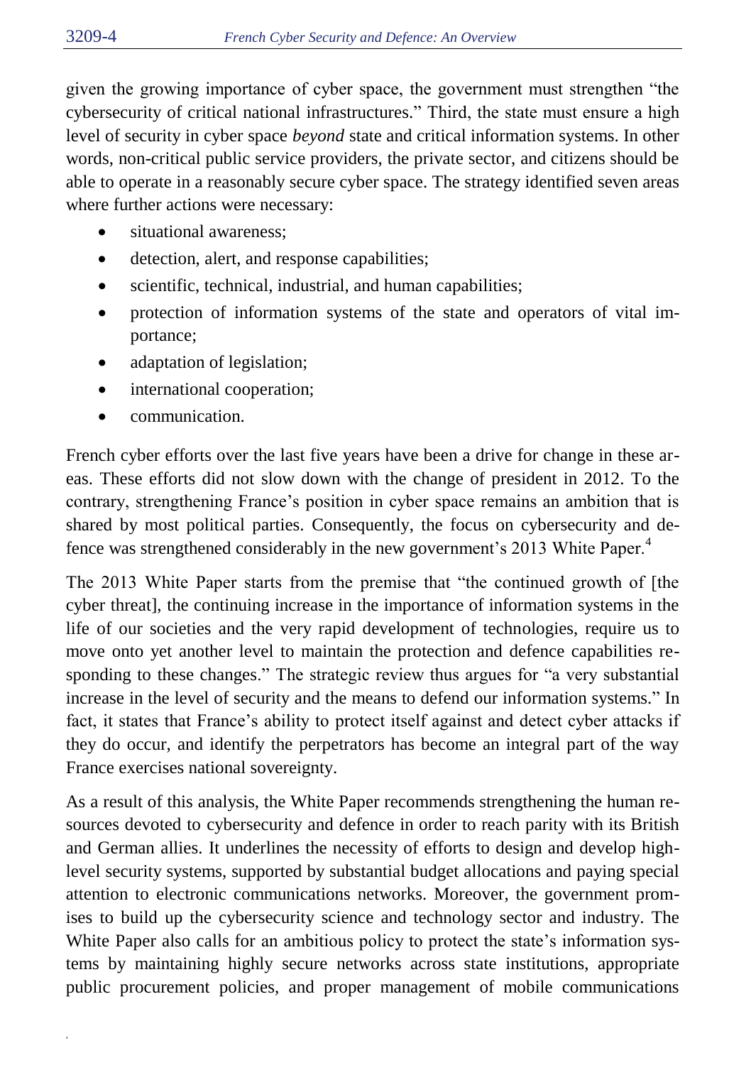given the growing importance of cyber space, the government must strengthen "the cybersecurity of critical national infrastructures." Third, the state must ensure a high level of security in cyber space *beyond* state and critical information systems. In other words, non-critical public service providers, the private sector, and citizens should be able to operate in a reasonably secure cyber space. The strategy identified seven areas where further actions were necessary:

- situational awareness;
- detection, alert, and response capabilities;
- scientific, technical, industrial, and human capabilities;
- protection of information systems of the state and operators of vital importance;
- adaptation of legislation;
- international cooperation;
- communication.

French cyber efforts over the last five years have been a drive for change in these areas. These efforts did not slow down with the change of president in 2012. To the contrary, strengthening France's position in cyber space remains an ambition that is shared by most political parties. Consequently, the focus on cybersecurity and defence was strengthened considerably in the new government's 2013 White Paper.[4]

The 2013 White Paper starts from the premise that "the continued growth of [the cyber threat], the continuing increase in the importance of information systems in the life of our societies and the very rapid development of technologies, require us to move onto yet another level to maintain the protection and defence capabilities responding to these changes." The strategic review thus argues for "a very substantial increase in the level of security and the means to defend our information systems." In fact, it states that France's ability to protect itself against and detect cyber attacks if they do occur, and identify the perpetrators has become an integral part of the way France exercises national sovereignty.

As a result of this analysis, the White Paper recommends strengthening the human resources devoted to cybersecurity and defence in order to reach parity with its British and German allies. It underlines the necessity of efforts to design and develop high-level security systems, supported by substantial budget allocations and paying special attention to electronic communications networks. Moreover, the government promises to build up the cybersecurity science and technology sector and industry. The White Paper also calls for an ambitious policy to protect the state's information systems by maintaining highly secure networks across state institutions, appropriate public procurement policies, and proper management of mobile communications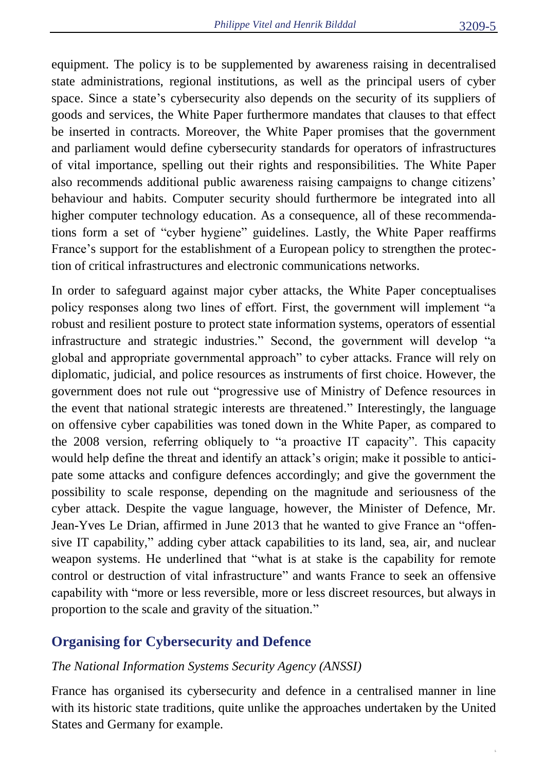equipment. The policy is to be supplemented by awareness raising in decentralised state administrations, regional institutions, as well as the principal users of cyber space. Since a state's cybersecurity also depends on the security of its suppliers of goods and services, the White Paper furthermore mandates that clauses to that effect be inserted in contracts. Moreover, the White Paper promises that the government and parliament would define cybersecurity standards for operators of infrastructures of vital importance, spelling out their rights and responsibilities. The White Paper also recommends additional public awareness raising campaigns to change citizens' behaviour and habits. Computer security should furthermore be integrated into all higher computer technology education. As a consequence, all of these recommendations form a set of "cyber hygiene" guidelines. Lastly, the White Paper reaffirms France's support for the establishment of a European policy to strengthen the protection of critical infrastructures and electronic communications networks.

In order to safeguard against major cyber attacks, the White Paper conceptualises policy responses along two lines of effort. First, the government will implement "a robust and resilient posture to protect state information systems, operators of essential infrastructure and strategic industries." Second, the government will develop "a global and appropriate governmental approach" to cyber attacks. France will rely on diplomatic, judicial, and police resources as instruments of first choice. However, the government does not rule out "progressive use of Ministry of Defence resources in the event that national strategic interests are threatened." Interestingly, the language on offensive cyber capabilities was toned down in the White Paper, as compared to the 2008 version, referring obliquely to "a proactive IT capacity". This capacity would help define the threat and identify an attack's origin; make it possible to anticipate some attacks and configure defences accordingly; and give the government the possibility to scale response, depending on the magnitude and seriousness of the cyber attack. Despite the vague language, however, the Minister of Defence, Mr. Jean-Yves Le Drian, affirmed in June 2013 that he wanted to give France an "offensive IT capability," adding cyber attack capabilities to its land, sea, air, and nuclear weapon systems. He underlined that "what is at stake is the capability for remote control or destruction of vital infrastructure" and wants France to seek an offensive capability with "more or less reversible, more or less discreet resources, but always in proportion to the scale and gravity of the situation."

## Organising for Cybersecurity and Defence

*The National Information Systems Security Agency (ANSSI)*

France has organised its cybersecurity and defence in a centralised manner in line with its historic state traditions, quite unlike the approaches undertaken by the United States and Germany for example.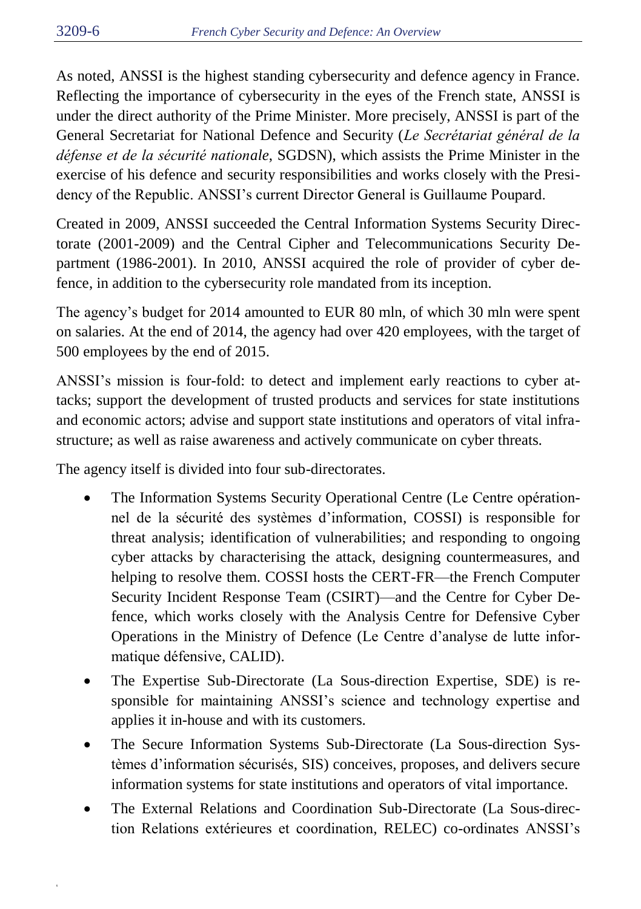As noted, ANSSI is the highest standing cybersecurity and defence agency in France. Reflecting the importance of cybersecurity in the eyes of the French state, ANSSI is under the direct authority of the Prime Minister. More precisely, ANSSI is part of the General Secretariat for National Defence and Security (*Le Secrétariat général de la défense et de la sécurité nationale*, SGDSN), which assists the Prime Minister in the exercise of his defence and security responsibilities and works closely with the Presidency of the Republic. ANSSI's current Director General is Guillaume Poupard.

Created in 2009, ANSSI succeeded the Central Information Systems Security Directorate (2001-2009) and the Central Cipher and Telecommunications Security Department (1986-2001). In 2010, ANSSI acquired the role of provider of cyber defence, in addition to the cybersecurity role mandated from its inception.

The agency's budget for 2014 amounted to EUR 80 mln, of which 30 mln were spent on salaries. At the end of 2014, the agency had over 420 employees, with the target of 500 employees by the end of 2015.

ANSSI's mission is four-fold: to detect and implement early reactions to cyber attacks; support the development of trusted products and services for state institutions and economic actors; advise and support state institutions and operators of vital infrastructure; as well as raise awareness and actively communicate on cyber threats.

The agency itself is divided into four sub-directorates.

- The Information Systems Security Operational Centre (Le Centre opérationnel de la sécurité des systèmes d'information, COSSI) is responsible for threat analysis; identification of vulnerabilities; and responding to ongoing cyber attacks by characterising the attack, designing countermeasures, and helping to resolve them. COSSI hosts the CERT-FR—the French Computer Security Incident Response Team (CSIRT)—and the Centre for Cyber Defence, which works closely with the Analysis Centre for Defensive Cyber Operations in the Ministry of Defence (Le Centre d'analyse de lutte informatique défensive, CALID).
- The Expertise Sub-Directorate (La Sous-direction Expertise, SDE) is responsible for maintaining ANSSI's science and technology expertise and applies it in-house and with its customers.
- The Secure Information Systems Sub-Directorate (La Sous-direction Systèmes d'information sécurisés, SIS) conceives, proposes, and delivers secure information systems for state institutions and operators of vital importance.
- The External Relations and Coordination Sub-Directorate (La Sous-direction Relations extérieures et coordination, RELEC) co-ordinates ANSSI's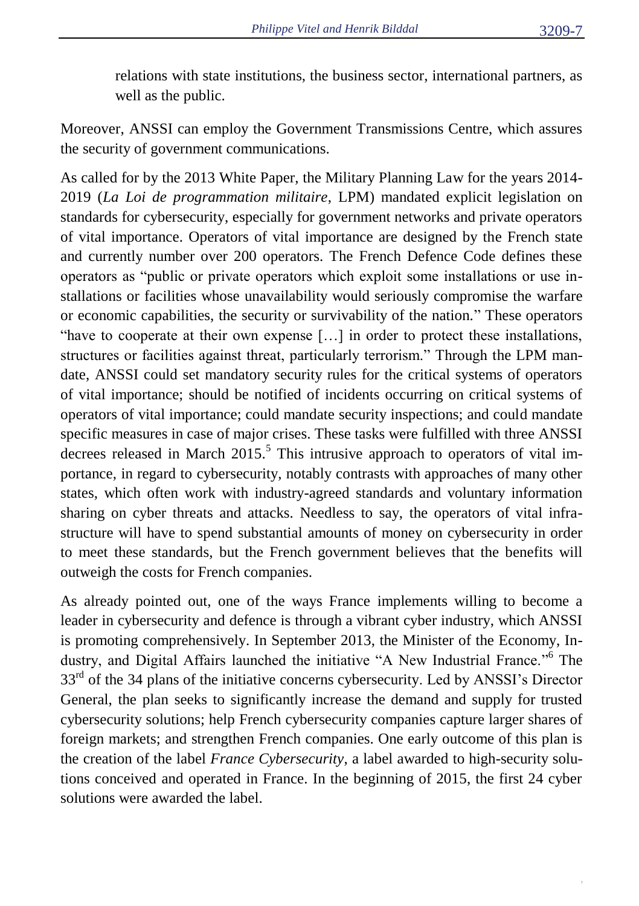relations with state institutions, the business sector, international partners, as well as the public.

Moreover, ANSSI can employ the Government Transmissions Centre, which assures the security of government communications.

As called for by the 2013 White Paper, the Military Planning Law for the years 2014-2019 (*La Loi de programmation militaire*, LPM) mandated explicit legislation on standards for cybersecurity, especially for government networks and private operators of vital importance. Operators of vital importance are designed by the French state and currently number over 200 operators. The French Defence Code defines these operators as "public or private operators which exploit some installations or use installations or facilities whose unavailability would seriously compromise the warfare or economic capabilities, the security or survivability of the nation." These operators "have to cooperate at their own expense […] in order to protect these installations, structures or facilities against threat, particularly terrorism." Through the LPM mandate, ANSSI could set mandatory security rules for the critical systems of operators of vital importance; should be notified of incidents occurring on critical systems of operators of vital importance; could mandate security inspections; and could mandate specific measures in case of major crises. These tasks were fulfilled with three ANSSI decrees released in March 2015.[5] This intrusive approach to operators of vital importance, in regard to cybersecurity, notably contrasts with approaches of many other states, which often work with industry-agreed standards and voluntary information sharing on cyber threats and attacks. Needless to say, the operators of vital infrastructure will have to spend substantial amounts of money on cybersecurity in order to meet these standards, but the French government believes that the benefits will outweigh the costs for French companies.

As already pointed out, one of the ways France implements willing to become a leader in cybersecurity and defence is through a vibrant cyber industry, which ANSSI is promoting comprehensively. In September 2013, the Minister of the Economy, Industry, and Digital Affairs launched the initiative "A New Industrial France."[6] The 33rd of the 34 plans of the initiative concerns cybersecurity. Led by ANSSI's Director General, the plan seeks to significantly increase the demand and supply for trusted cybersecurity solutions; help French cybersecurity companies capture larger shares of foreign markets; and strengthen French companies. One early outcome of this plan is the creation of the label *France Cybersecurity*, a label awarded to high-security solutions conceived and operated in France. In the beginning of 2015, the first 24 cyber solutions were awarded the label.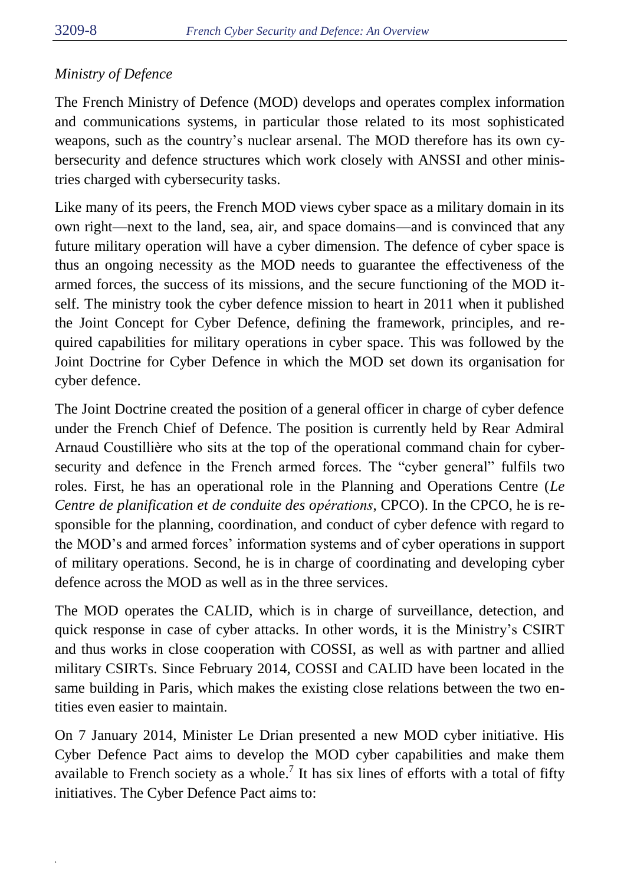*Ministry of Defence*

The French Ministry of Defence (MOD) develops and operates complex information and communications systems, in particular those related to its most sophisticated weapons, such as the country's nuclear arsenal. The MOD therefore has its own cybersecurity and defence structures which work closely with ANSSI and other ministries charged with cybersecurity tasks.

Like many of its peers, the French MOD views cyber space as a military domain in its own right—next to the land, sea, air, and space domains—and is convinced that any future military operation will have a cyber dimension. The defence of cyber space is thus an ongoing necessity as the MOD needs to guarantee the effectiveness of the armed forces, the success of its missions, and the secure functioning of the MOD itself. The ministry took the cyber defence mission to heart in 2011 when it published the Joint Concept for Cyber Defence, defining the framework, principles, and required capabilities for military operations in cyber space. This was followed by the Joint Doctrine for Cyber Defence in which the MOD set down its organisation for cyber defence.

The Joint Doctrine created the position of a general officer in charge of cyber defence under the French Chief of Defence. The position is currently held by Rear Admiral Arnaud Coustillière who sits at the top of the operational command chain for cybersecurity and defence in the French armed forces. The "cyber general" fulfils two roles. First, he has an operational role in the Planning and Operations Centre (*Le Centre de planification et de conduite des opérations*, CPCO). In the CPCO, he is responsible for the planning, coordination, and conduct of cyber defence with regard to the MOD's and armed forces' information systems and of cyber operations in support of military operations. Second, he is in charge of coordinating and developing cyber defence across the MOD as well as in the three services.

The MOD operates the CALID, which is in charge of surveillance, detection, and quick response in case of cyber attacks. In other words, it is the Ministry's CSIRT and thus works in close cooperation with COSSI, as well as with partner and allied military CSIRTs. Since February 2014, COSSI and CALID have been located in the same building in Paris, which makes the existing close relations between the two entities even easier to maintain.

On 7 January 2014, Minister Le Drian presented a new MOD cyber initiative. His Cyber Defence Pact aims to develop the MOD cyber capabilities and make them available to French society as a whole.[7] It has six lines of efforts with a total of fifty initiatives. The Cyber Defence Pact aims to: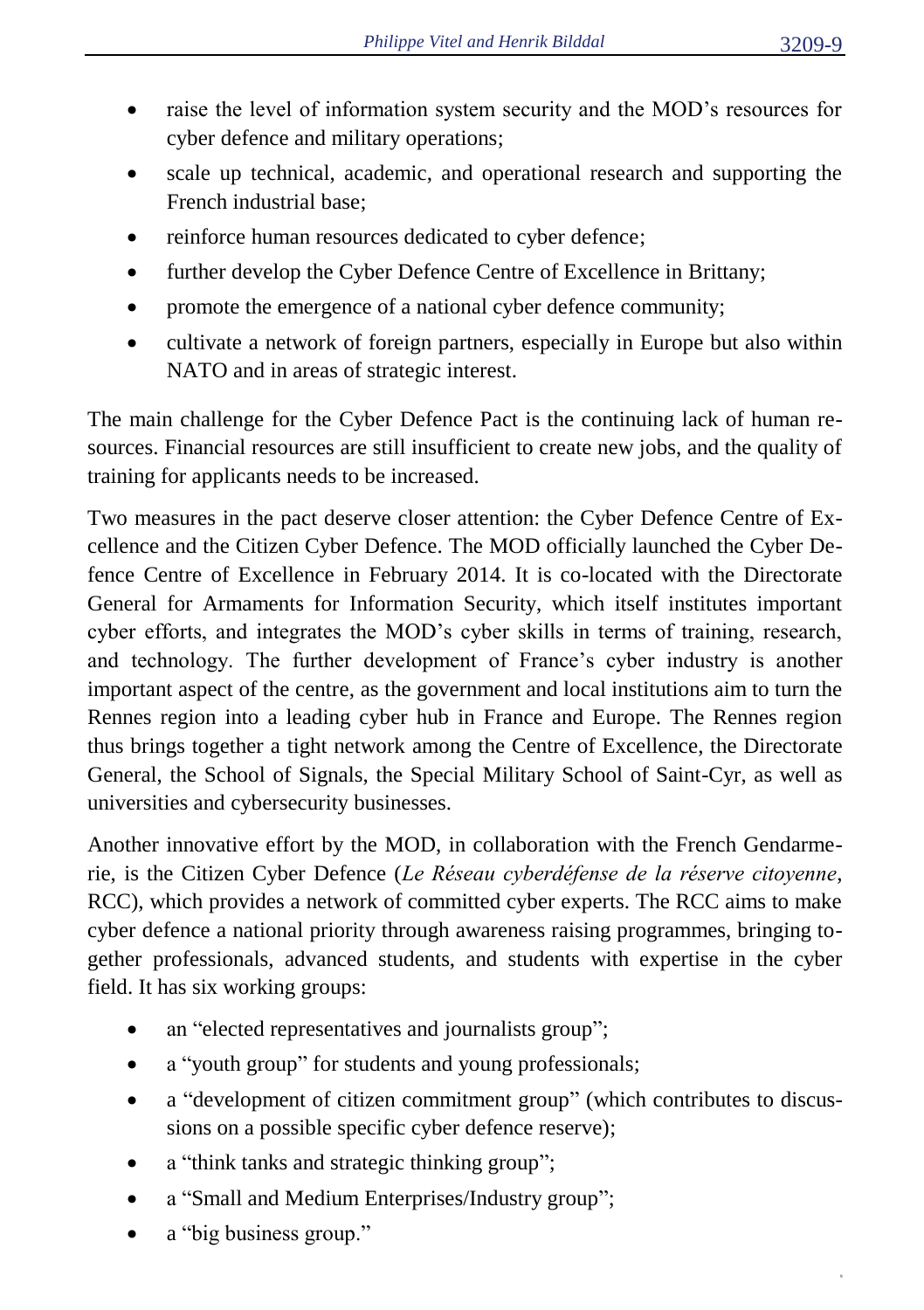- raise the level of information system security and the MOD's resources for cyber defence and military operations;
- scale up technical, academic, and operational research and supporting the French industrial base;
- reinforce human resources dedicated to cyber defence;
- further develop the Cyber Defence Centre of Excellence in Brittany;
- promote the emergence of a national cyber defence community;
- cultivate a network of foreign partners, especially in Europe but also within NATO and in areas of strategic interest.

The main challenge for the Cyber Defence Pact is the continuing lack of human resources. Financial resources are still insufficient to create new jobs, and the quality of training for applicants needs to be increased.

Two measures in the pact deserve closer attention: the Cyber Defence Centre of Excellence and the Citizen Cyber Defence. The MOD officially launched the Cyber Defence Centre of Excellence in February 2014. It is co-located with the Directorate General for Armaments for Information Security, which itself institutes important cyber efforts, and integrates the MOD's cyber skills in terms of training, research, and technology. The further development of France's cyber industry is another important aspect of the centre, as the government and local institutions aim to turn the Rennes region into a leading cyber hub in France and Europe. The Rennes region thus brings together a tight network among the Centre of Excellence, the Directorate General, the School of Signals, the Special Military School of Saint-Cyr, as well as universities and cybersecurity businesses.

Another innovative effort by the MOD, in collaboration with the French Gendarmerie, is the Citizen Cyber Defence (*Le Réseau cyberdéfense de la réserve citoyenne*, RCC), which provides a network of committed cyber experts. The RCC aims to make cyber defence a national priority through awareness raising programmes, bringing together professionals, advanced students, and students with expertise in the cyber field. It has six working groups:

- an "elected representatives and journalists group";
- a "youth group" for students and young professionals;
- a "development of citizen commitment group" (which contributes to discussions on a possible specific cyber defence reserve);
- a "think tanks and strategic thinking group";
- a "Small and Medium Enterprises/Industry group";
- a "big business group."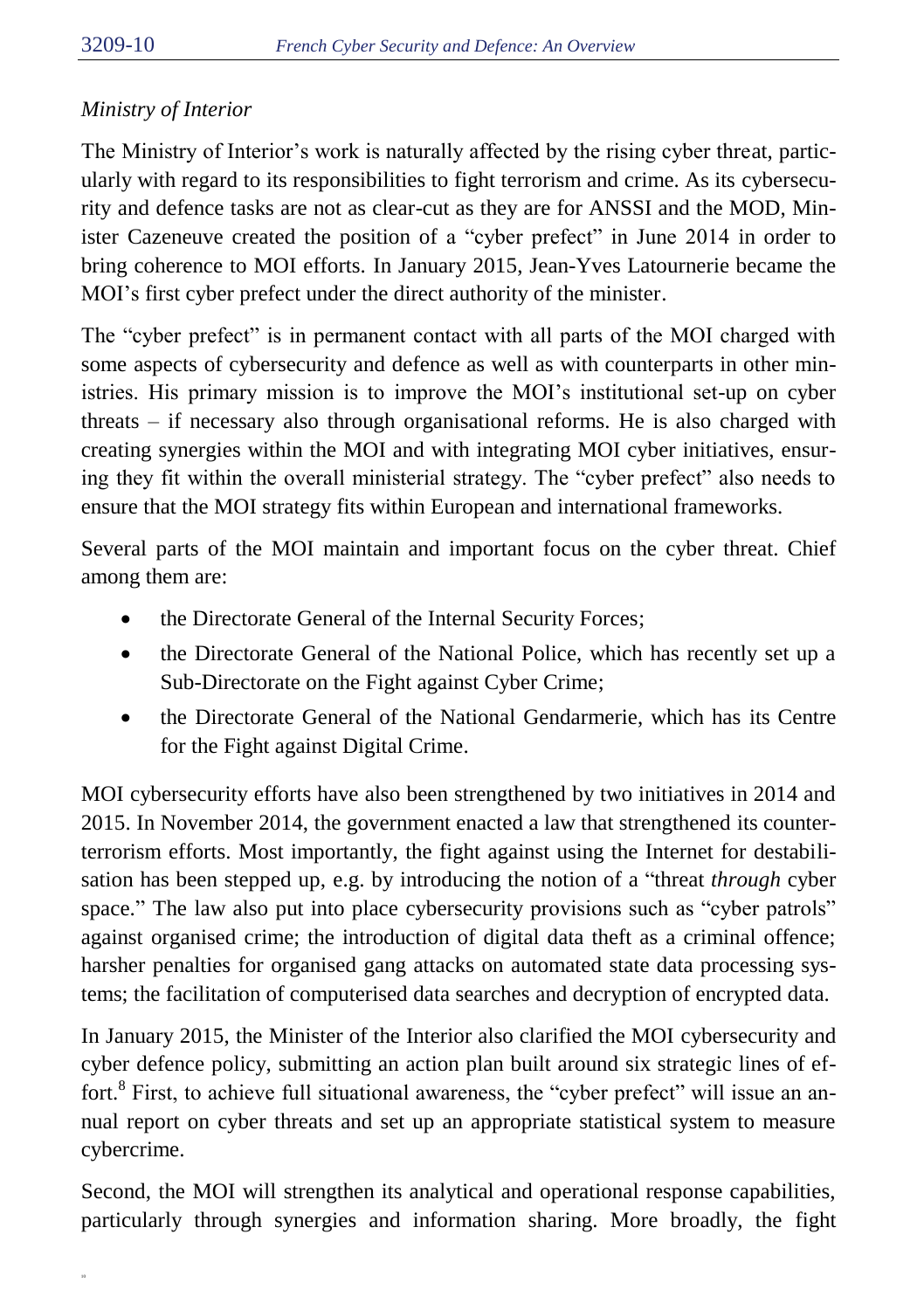*Ministry of Interior*

The Ministry of Interior's work is naturally affected by the rising cyber threat, particularly with regard to its responsibilities to fight terrorism and crime. As its cybersecurity and defence tasks are not as clear-cut as they are for ANSSI and the MOD, Minister Cazeneuve created the position of a "cyber prefect" in June 2014 in order to bring coherence to MOI efforts. In January 2015, Jean-Yves Latournerie became the MOI's first cyber prefect under the direct authority of the minister.

The "cyber prefect" is in permanent contact with all parts of the MOI charged with some aspects of cybersecurity and defence as well as with counterparts in other ministries. His primary mission is to improve the MOI's institutional set-up on cyber threats – if necessary also through organisational reforms. He is also charged with creating synergies within the MOI and with integrating MOI cyber initiatives, ensuring they fit within the overall ministerial strategy. The "cyber prefect" also needs to ensure that the MOI strategy fits within European and international frameworks.

Several parts of the MOI maintain and important focus on the cyber threat. Chief among them are:

- the Directorate General of the Internal Security Forces;
- the Directorate General of the National Police, which has recently set up a Sub-Directorate on the Fight against Cyber Crime;
- the Directorate General of the National Gendarmerie, which has its Centre for the Fight against Digital Crime.

MOI cybersecurity efforts have also been strengthened by two initiatives in 2014 and 2015. In November 2014, the government enacted a law that strengthened its counterterrorism efforts. Most importantly, the fight against using the Internet for destabilisation has been stepped up, e.g. by introducing the notion of a "threat *through* cyber space." The law also put into place cybersecurity provisions such as "cyber patrols" against organised crime; the introduction of digital data theft as a criminal offence; harsher penalties for organised gang attacks on automated state data processing systems; the facilitation of computerised data searches and decryption of encrypted data.

In January 2015, the Minister of the Interior also clarified the MOI cybersecurity and cyber defence policy, submitting an action plan built around six strategic lines of effort.[8] First, to achieve full situational awareness, the "cyber prefect" will issue an annual report on cyber threats and set up an appropriate statistical system to measure cybercrime.

Second, the MOI will strengthen its analytical and operational response capabilities, particularly through synergies and information sharing. More broadly, the fight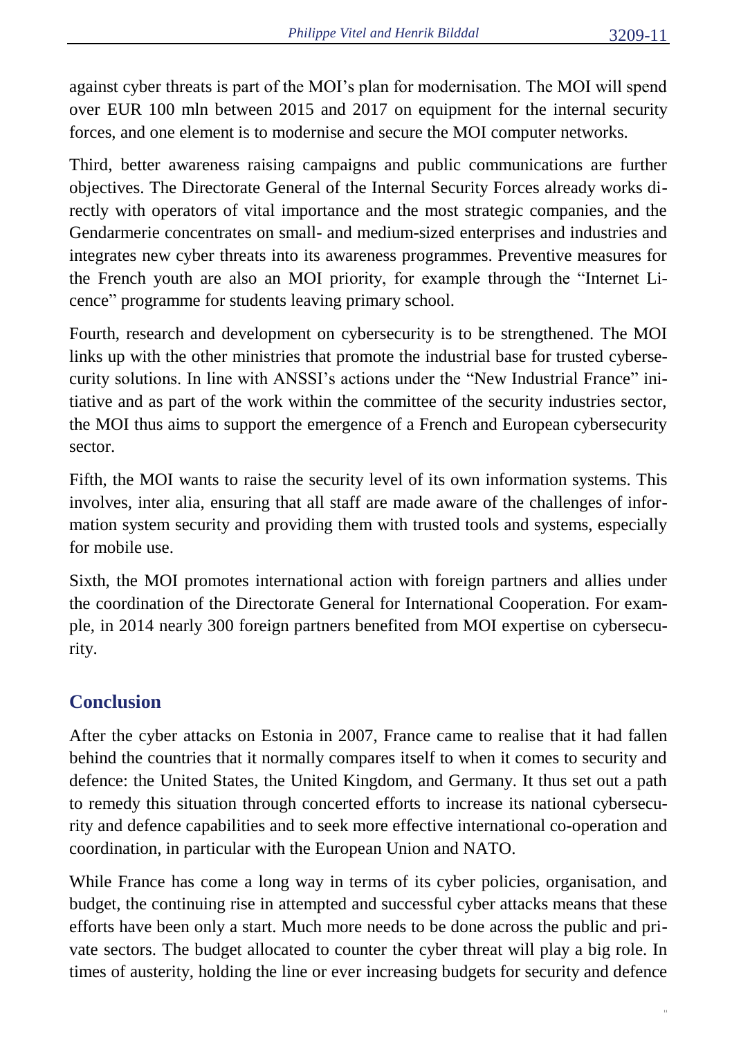against cyber threats is part of the MOI's plan for modernisation. The MOI will spend over EUR 100 mln between 2015 and 2017 on equipment for the internal security forces, and one element is to modernise and secure the MOI computer networks.

Third, better awareness raising campaigns and public communications are further objectives. The Directorate General of the Internal Security Forces already works directly with operators of vital importance and the most strategic companies, and the Gendarmerie concentrates on small- and medium-sized enterprises and industries and integrates new cyber threats into its awareness programmes. Preventive measures for the French youth are also an MOI priority, for example through the "Internet Licence" programme for students leaving primary school.

Fourth, research and development on cybersecurity is to be strengthened. The MOI links up with the other ministries that promote the industrial base for trusted cybersecurity solutions. In line with ANSSI's actions under the "New Industrial France" initiative and as part of the work within the committee of the security industries sector, the MOI thus aims to support the emergence of a French and European cybersecurity sector.

Fifth, the MOI wants to raise the security level of its own information systems. This involves, inter alia, ensuring that all staff are made aware of the challenges of information system security and providing them with trusted tools and systems, especially for mobile use.

Sixth, the MOI promotes international action with foreign partners and allies under the coordination of the Directorate General for International Cooperation. For example, in 2014 nearly 300 foreign partners benefited from MOI expertise on cybersecurity.

## Conclusion

After the cyber attacks on Estonia in 2007, France came to realise that it had fallen behind the countries that it normally compares itself to when it comes to security and defence: the United States, the United Kingdom, and Germany. It thus set out a path to remedy this situation through concerted efforts to increase its national cybersecurity and defence capabilities and to seek more effective international co-operation and coordination, in particular with the European Union and NATO.

While France has come a long way in terms of its cyber policies, organisation, and budget, the continuing rise in attempted and successful cyber attacks means that these efforts have been only a start. Much more needs to be done across the public and private sectors. The budget allocated to counter the cyber threat will play a big role. In times of austerity, holding the line or ever increasing budgets for security and defence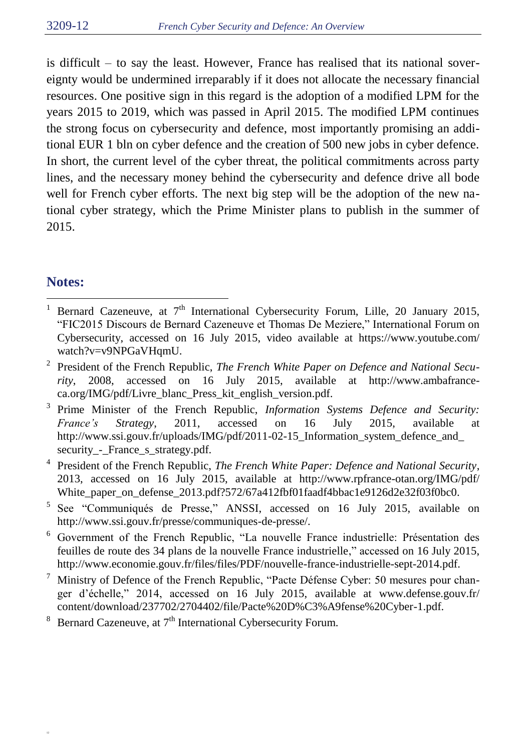is difficult – to say the least. However, France has realised that its national sovereignty would be undermined irreparably if it does not allocate the necessary financial resources. One positive sign in this regard is the adoption of a modified LPM for the years 2015 to 2019, which was passed in April 2015. The modified LPM continues the strong focus on cybersecurity and defence, most importantly promising an additional EUR 1 bln on cyber defence and the creation of 500 new jobs in cyber defence. In short, the current level of the cyber threat, the political commitments across party lines, and the necessary money behind the cybersecurity and defence drive all bode well for French cyber efforts. The next big step will be the adoption of the new national cyber strategy, which the Prime Minister plans to publish in the summer of 2015.

## Notes:

1. Bernard Cazeneuve, at 7th International Cybersecurity Forum, Lille, 20 January 2015, "FIC2015 Discours de Bernard Cazeneuve et Thomas De Meziere," International Forum on Cybersecurity, accessed on 16 July 2015, video available at https://www.youtube.com/watch?v=v9NPGaVHqmU.
2. President of the French Republic, *The French White Paper on Defence and National Security*, 2008, accessed on 16 July 2015, available at http://www.ambafrance-ca.org/IMG/pdf/Livre_blanc_Press_kit_english_version.pdf.
3. Prime Minister of the French Republic, *Information Systems Defence and Security: France's Strategy*, 2011, accessed on 16 July 2015, available at http://www.ssi.gouv.fr/uploads/IMG/pdf/2011-02-15_Information_system_defence_and_security_-_France_s_strategy.pdf.
4. President of the French Republic, *The French White Paper: Defence and National Security*, 2013, accessed on 16 July 2015, available at http://www.rpfrance-otan.org/IMG/pdf/White_paper_on_defense_2013.pdf?572/67a412fbf01faadf4bbac1e9126d2e32f03f0bc0.
5. See "Communiqués de Presse," ANSSI, accessed on 16 July 2015, available on http://www.ssi.gouv.fr/presse/communiques-de-presse/.
6. Government of the French Republic, "La nouvelle France industrielle: Présentation des feuilles de route des 34 plans de la nouvelle France industrielle," accessed on 16 July 2015, http://www.economie.gouv.fr/files/files/PDF/nouvelle-france-industrielle-sept-2014.pdf.
7. Ministry of Defence of the French Republic, "Pacte Défense Cyber: 50 mesures pour changer d'échelle," 2014, accessed on 16 July 2015, available at www.defense.gouv.fr/content/download/237702/2704402/file/Pacte%20D%C3%A9fense%20Cyber-1.pdf.
8. Bernard Cazeneuve, at 7th International Cybersecurity Forum.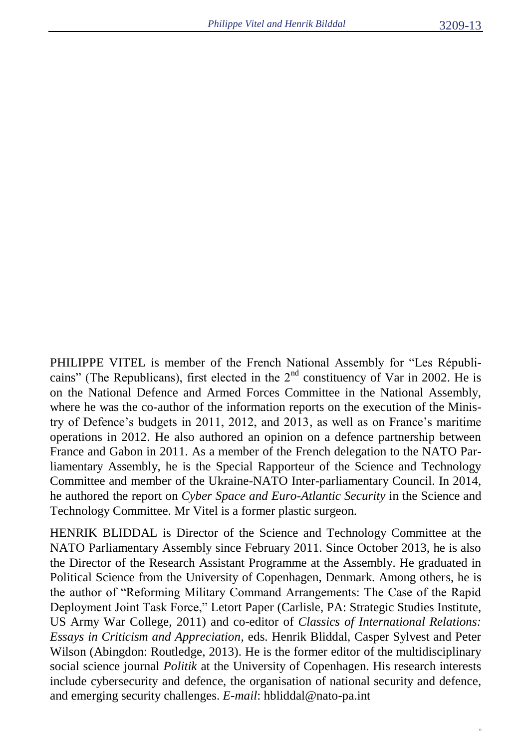PHILIPPE VITEL is member of the French National Assembly for "Les Républicains" (The Republicans), first elected in the 2nd constituency of Var in 2002. He is on the National Defence and Armed Forces Committee in the National Assembly, where he was the co-author of the information reports on the execution of the Ministry of Defence's budgets in 2011, 2012, and 2013, as well as on France's maritime operations in 2012. He also authored an opinion on a defence partnership between France and Gabon in 2011. As a member of the French delegation to the NATO Parliamentary Assembly, he is the Special Rapporteur of the Science and Technology Committee and member of the Ukraine-NATO Inter-parliamentary Council. In 2014, he authored the report on *Cyber Space and Euro-Atlantic Security* in the Science and Technology Committee. Mr Vitel is a former plastic surgeon.

HENRIK BLIDDAL is Director of the Science and Technology Committee at the NATO Parliamentary Assembly since February 2011. Since October 2013, he is also the Director of the Research Assistant Programme at the Assembly. He graduated in Political Science from the University of Copenhagen, Denmark. Among others, he is the author of "Reforming Military Command Arrangements: The Case of the Rapid Deployment Joint Task Force," Letort Paper (Carlisle, PA: Strategic Studies Institute, US Army War College, 2011) and co-editor of *Classics of International Relations: Essays in Criticism and Appreciation*, eds. Henrik Bliddal, Casper Sylvest and Peter Wilson (Abingdon: Routledge, 2013). He is the former editor of the multidisciplinary social science journal *Politik* at the University of Copenhagen. His research interests include cybersecurity and defence, the organisation of national security and defence, and emerging security challenges. *E-mail*: hbliddal@nato-pa.int